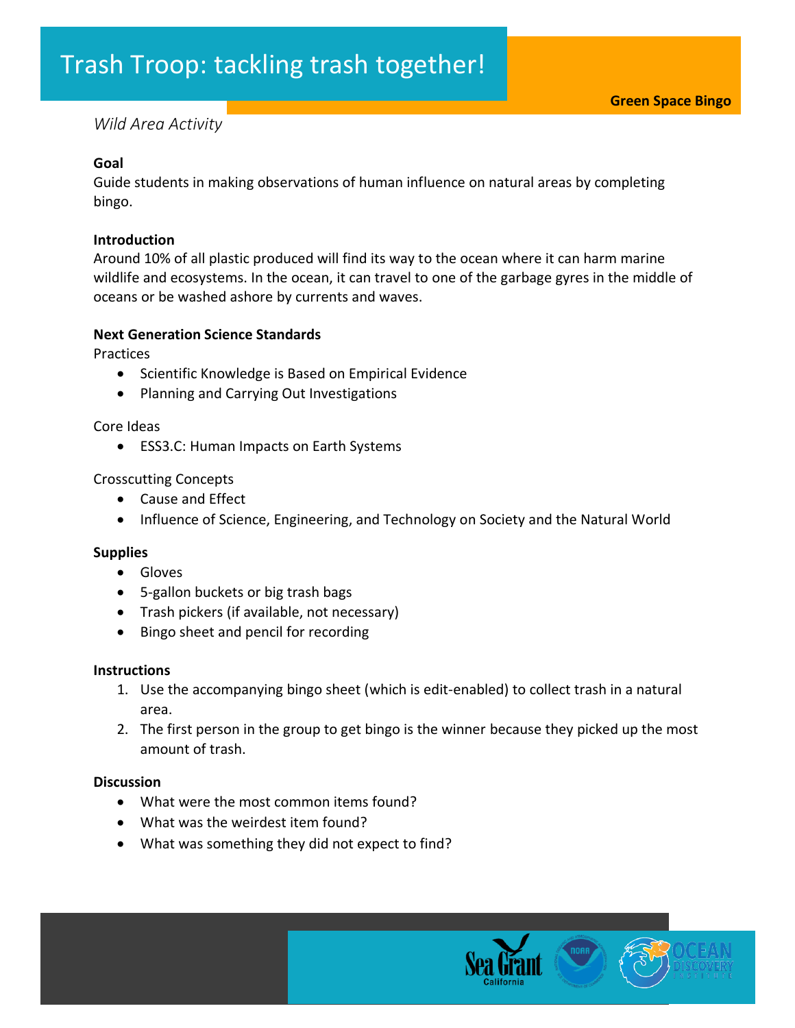# Trash Troop: tackling trash together!

**Green Space Bingo**

*Wild Area Activity*

**Goal**
Guide students in making observations of human influence on natural areas by completing bingo.

**Introduction**
Around 10% of all plastic produced will find its way to the ocean where it can harm marine wildlife and ecosystems. In the ocean, it can travel to one of the garbage gyres in the middle of oceans or be washed ashore by currents and waves.

**Next Generation Science Standards**

Practices
- Scientific Knowledge is Based on Empirical Evidence
- Planning and Carrying Out Investigations

Core Ideas
- ESS3.C: Human Impacts on Earth Systems

Crosscutting Concepts
- Cause and Effect
- Influence of Science, Engineering, and Technology on Society and the Natural World

**Supplies**
- Gloves
- 5-gallon buckets or big trash bags
- Trash pickers (if available, not necessary)
- Bingo sheet and pencil for recording

**Instructions**
1. Use the accompanying bingo sheet (which is edit-enabled) to collect trash in a natural area.
2. The first person in the group to get bingo is the winner because they picked up the most amount of trash.

**Discussion**
- What were the most common items found?
- What was the weirdest item found?
- What was something they did not expect to find?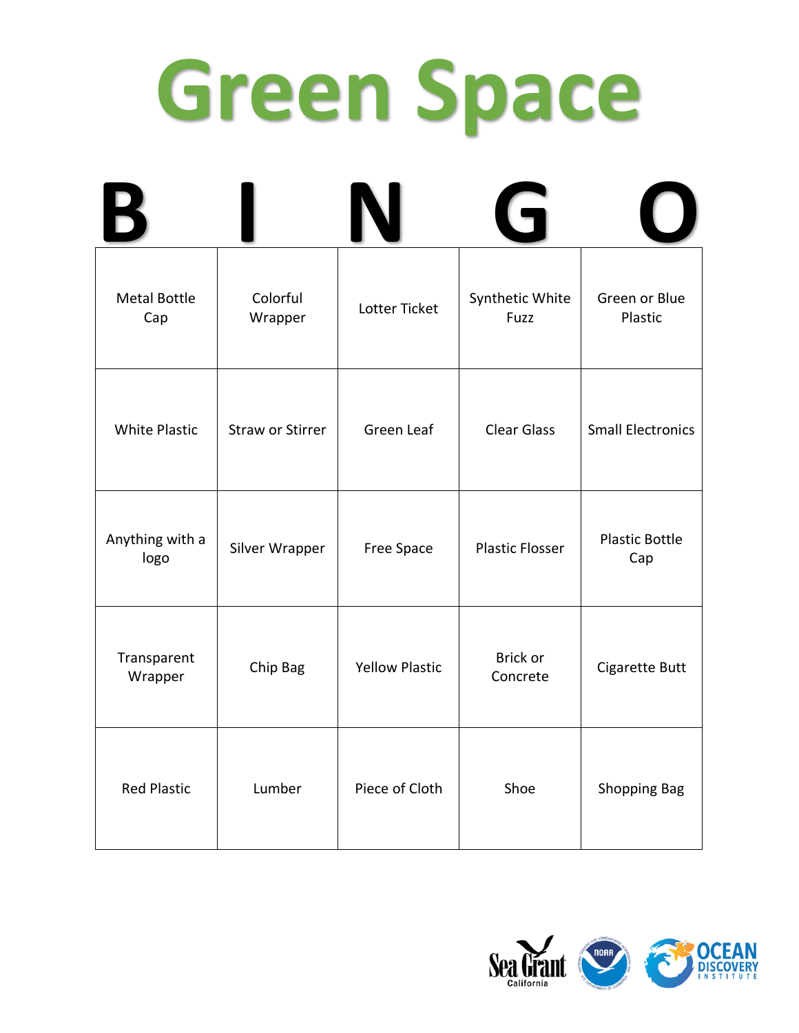# Green Space

| B | I | N | G | O |
| --- | --- | --- | --- | --- |
| Metal Bottle Cap | Colorful Wrapper | Lotter Ticket | Synthetic White Fuzz | Green or Blue Plastic |
| White Plastic | Straw or Stirrer | Green Leaf | Clear Glass | Small Electronics |
| Anything with a logo | Silver Wrapper | Free Space | Plastic Flosser | Plastic Bottle Cap |
| Transparent Wrapper | Chip Bag | Yellow Plastic | Brick or Concrete | Cigarette Butt |
| Red Plastic | Lumber | Piece of Cloth | Shoe | Shopping Bag |

Sea Grant California · NOAA · Ocean Discovery Institute